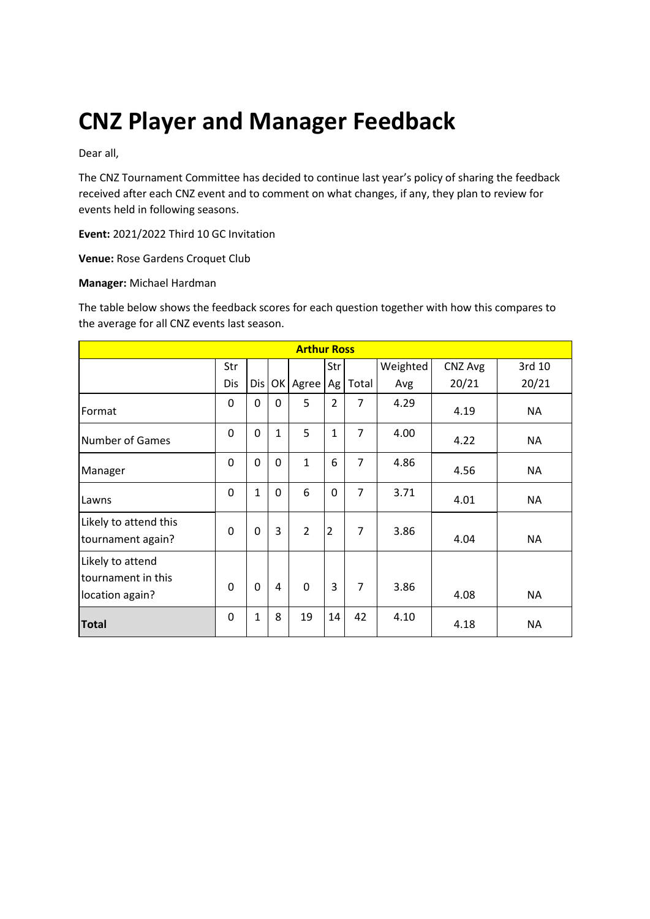# CNZ Player and Manager Feedback

Dear all,

The CNZ Tournament Committee has decided to continue last year's policy of sharing the feedback received after each CNZ event and to comment on what changes, if any, they plan to review for events held in following seasons.

**Event:** 2021/2022 Third 10 GC Invitation

**Venue:** Rose Gardens Croquet Club

**Manager:** Michael Hardman

The table below shows the feedback scores for each question together with how this compares to the average for all CNZ events last season.

| Arthur Ross | | | | | | | | | |
|---|---|---|---|---|---|---|---|---|---|
| | Str Dis | Dis | OK | Agree | Str Ag | Total | Weighted Avg | CNZ Avg 20/21 | 3rd 10 20/21 |
| Format | 0 | 0 | 0 | 5 | 2 | 7 | 4.29 | 4.19 | NA |
| Number of Games | 0 | 0 | 1 | 5 | 1 | 7 | 4.00 | 4.22 | NA |
| Manager | 0 | 0 | 0 | 1 | 6 | 7 | 4.86 | 4.56 | NA |
| Lawns | 0 | 1 | 0 | 6 | 0 | 7 | 3.71 | 4.01 | NA |
| Likely to attend this tournament again? | 0 | 0 | 3 | 2 | 2 | 7 | 3.86 | 4.04 | NA |
| Likely to attend tournament in this location again? | 0 | 0 | 4 | 0 | 3 | 7 | 3.86 | 4.08 | NA |
| **Total** | 0 | 1 | 8 | 19 | 14 | 42 | 4.10 | 4.18 | NA |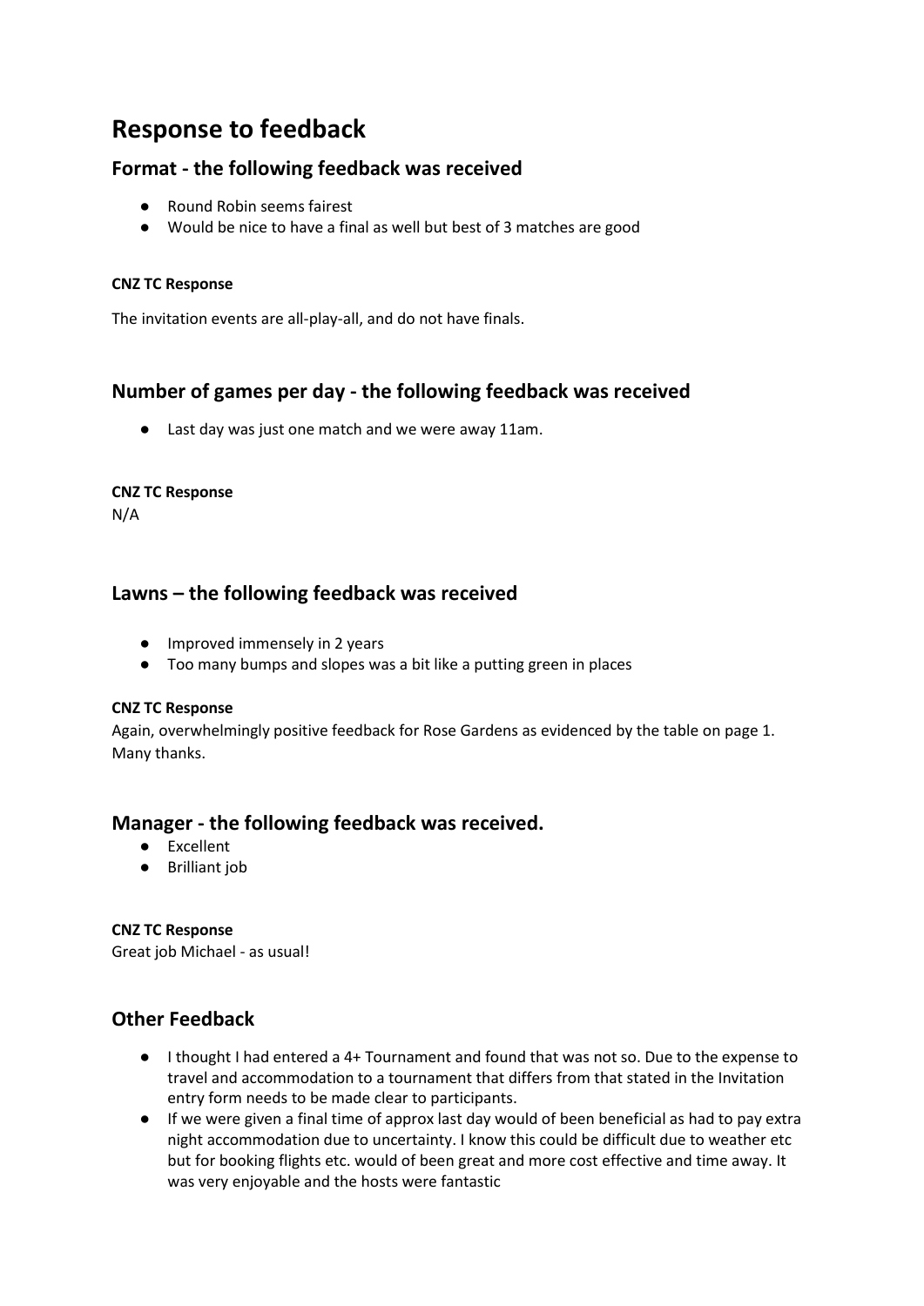# Response to feedback

## Format - the following feedback was received

- Round Robin seems fairest
- Would be nice to have a final as well but best of 3 matches are good

**CNZ TC Response**

The invitation events are all-play-all, and do not have finals.

## Number of games per day - the following feedback was received

- Last day was just one match and we were away 11am.

**CNZ TC Response**

N/A

## Lawns – the following feedback was received

- Improved immensely in 2 years
- Too many bumps and slopes was a bit like a putting green in places

**CNZ TC Response**

Again, overwhelmingly positive feedback for Rose Gardens as evidenced by the table on page 1. Many thanks.

## Manager - the following feedback was received.

- Excellent
- Brilliant job

**CNZ TC Response**

Great job Michael - as usual!

## Other Feedback

- I thought I had entered a 4+ Tournament and found that was not so. Due to the expense to travel and accommodation to a tournament that differs from that stated in the Invitation entry form needs to be made clear to participants.
- If we were given a final time of approx last day would of been beneficial as had to pay extra night accommodation due to uncertainty. I know this could be difficult due to weather etc but for booking flights etc. would of been great and more cost effective and time away. It was very enjoyable and the hosts were fantastic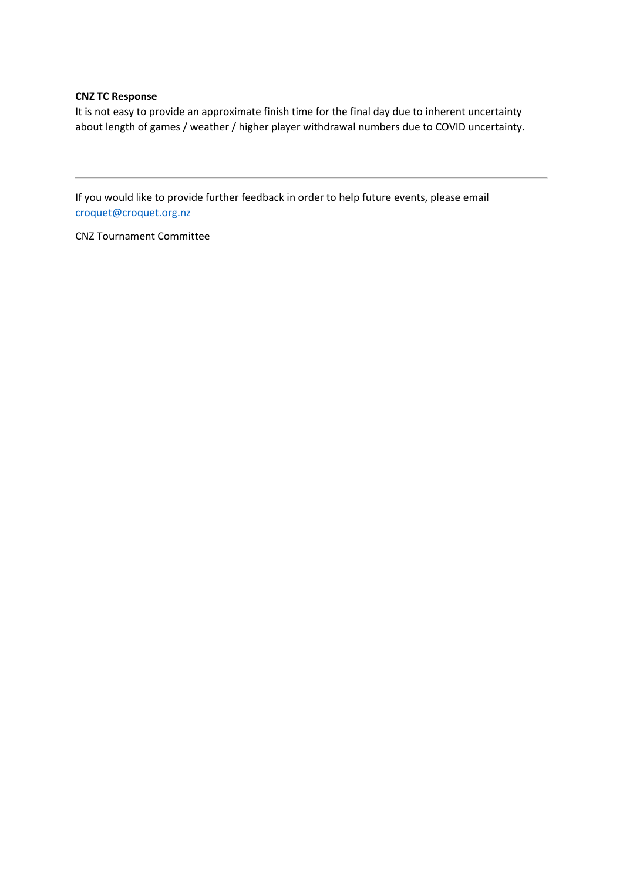**CNZ TC Response**

It is not easy to provide an approximate finish time for the final day due to inherent uncertainty about length of games / weather / higher player withdrawal numbers due to COVID uncertainty.

---

If you would like to provide further feedback in order to help future events, please email [croquet@croquet.org.nz](mailto:croquet@croquet.org.nz)

CNZ Tournament Committee